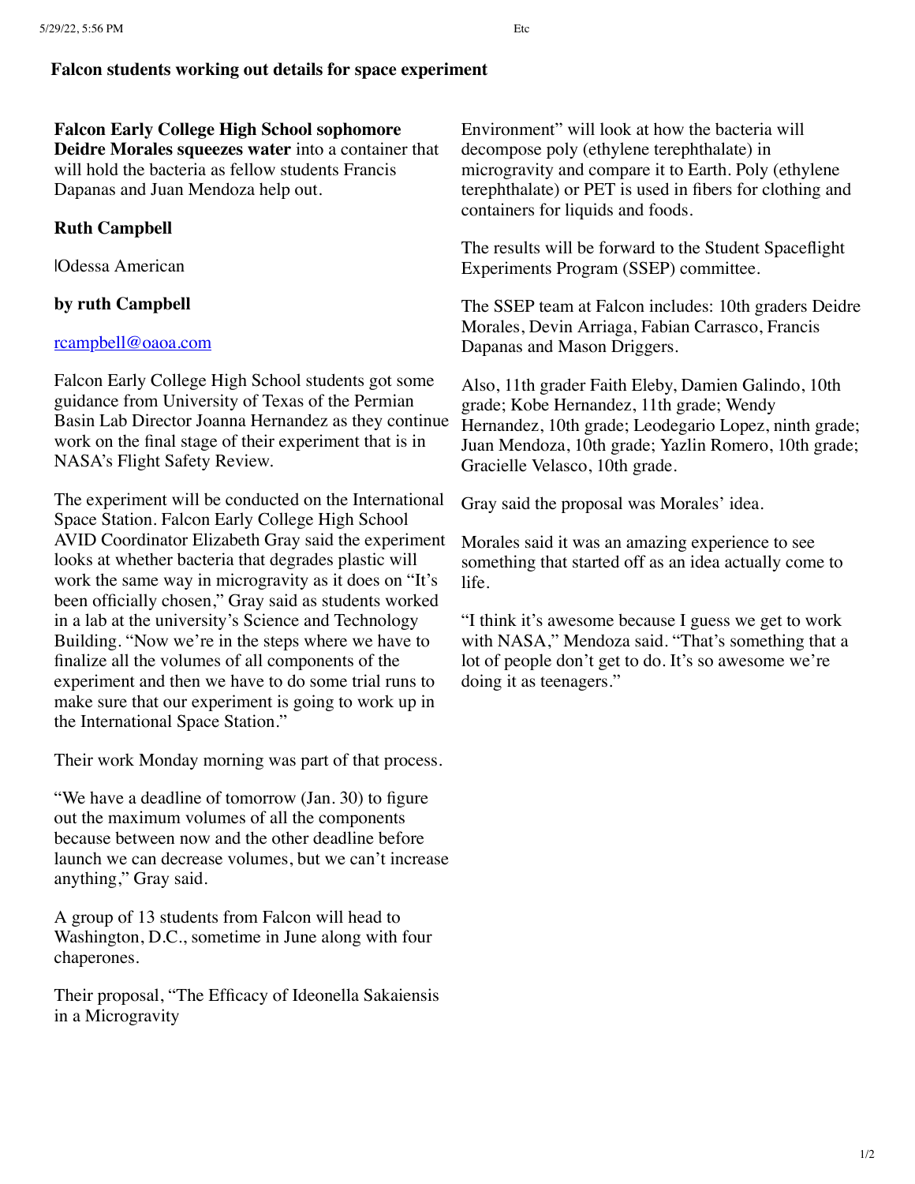# Falcon students working out details for space experiment

**Falcon Early College High School sophomore Deidre Morales squeezes water** into a container that will hold the bacteria as fellow students Francis Dapanas and Juan Mendoza help out.

**Ruth Campbell**

|Odessa American

**by ruth Campbell**

[rcampbell@oaoa.com](mailto:rcampbell@oaoa.com)

Falcon Early College High School students got some guidance from University of Texas of the Permian Basin Lab Director Joanna Hernandez as they continue work on the final stage of their experiment that is in NASA's Flight Safety Review.

The experiment will be conducted on the International Space Station. Falcon Early College High School AVID Coordinator Elizabeth Gray said the experiment looks at whether bacteria that degrades plastic will work the same way in microgravity as it does on "It's been officially chosen," Gray said as students worked in a lab at the university's Science and Technology Building. "Now we're in the steps where we have to finalize all the volumes of all components of the experiment and then we have to do some trial runs to make sure that our experiment is going to work up in the International Space Station."

Their work Monday morning was part of that process.

"We have a deadline of tomorrow (Jan. 30) to figure out the maximum volumes of all the components because between now and the other deadline before launch we can decrease volumes, but we can't increase anything," Gray said.

A group of 13 students from Falcon will head to Washington, D.C., sometime in June along with four chaperones.

Their proposal, "The Efficacy of Ideonella Sakaiensis in a Microgravity Environment" will look at how the bacteria will decompose poly (ethylene terephthalate) in microgravity and compare it to Earth. Poly (ethylene terephthalate) or PET is used in fibers for clothing and containers for liquids and foods.

The results will be forward to the Student Spaceflight Experiments Program (SSEP) committee.

The SSEP team at Falcon includes: 10th graders Deidre Morales, Devin Arriaga, Fabian Carrasco, Francis Dapanas and Mason Driggers.

Also, 11th grader Faith Eleby, Damien Galindo, 10th grade; Kobe Hernandez, 11th grade; Wendy Hernandez, 10th grade; Leodegario Lopez, ninth grade; Juan Mendoza, 10th grade; Yazlin Romero, 10th grade; Gracielle Velasco, 10th grade.

Gray said the proposal was Morales' idea.

Morales said it was an amazing experience to see something that started off as an idea actually come to life.

"I think it's awesome because I guess we get to work with NASA," Mendoza said. "That's something that a lot of people don't get to do. It's so awesome we're doing it as teenagers."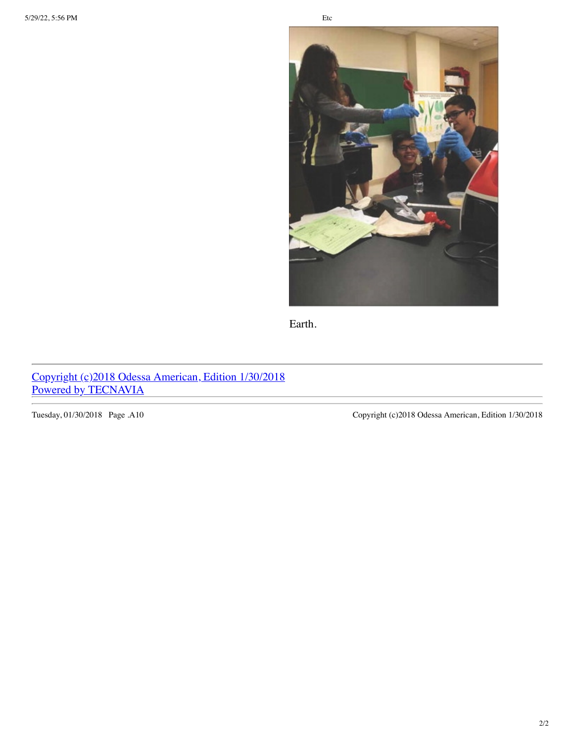Earth.

[Copyright (c)2018 Odessa American, Edition 1/30/2018](#)
[Powered by TECNAVIA](#)

Tuesday, 01/30/2018 Page .A10 Copyright (c)2018 Odessa American, Edition 1/30/2018